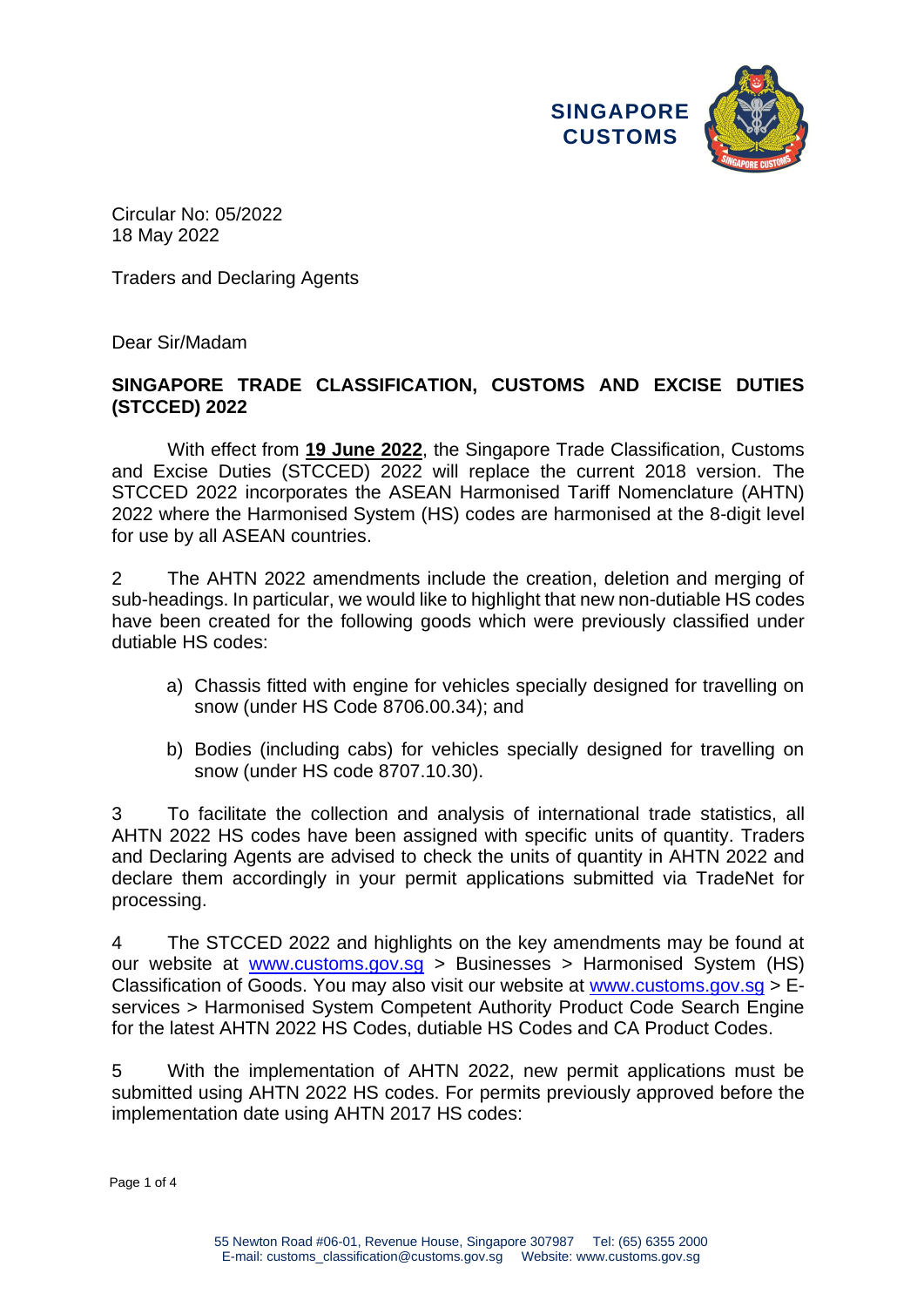SINGAPORE CUSTOMS

Circular No: 05/2022
18 May 2022

Traders and Declaring Agents

Dear Sir/Madam

**SINGAPORE TRADE CLASSIFICATION, CUSTOMS AND EXCISE DUTIES (STCCED) 2022**

With effect from **19 June 2022**, the Singapore Trade Classification, Customs and Excise Duties (STCCED) 2022 will replace the current 2018 version. The STCCED 2022 incorporates the ASEAN Harmonised Tariff Nomenclature (AHTN) 2022 where the Harmonised System (HS) codes are harmonised at the 8-digit level for use by all ASEAN countries.

2 The AHTN 2022 amendments include the creation, deletion and merging of sub-headings. In particular, we would like to highlight that new non-dutiable HS codes have been created for the following goods which were previously classified under dutiable HS codes:

a) Chassis fitted with engine for vehicles specially designed for travelling on snow (under HS Code 8706.00.34); and

b) Bodies (including cabs) for vehicles specially designed for travelling on snow (under HS code 8707.10.30).

3 To facilitate the collection and analysis of international trade statistics, all AHTN 2022 HS codes have been assigned with specific units of quantity. Traders and Declaring Agents are advised to check the units of quantity in AHTN 2022 and declare them accordingly in your permit applications submitted via TradeNet for processing.

4 The STCCED 2022 and highlights on the key amendments may be found at our website at www.customs.gov.sg > Businesses > Harmonised System (HS) Classification of Goods. You may also visit our website at www.customs.gov.sg > E-services > Harmonised System Competent Authority Product Code Search Engine for the latest AHTN 2022 HS Codes, dutiable HS Codes and CA Product Codes.

5 With the implementation of AHTN 2022, new permit applications must be submitted using AHTN 2022 HS codes. For permits previously approved before the implementation date using AHTN 2017 HS codes:

55 Newton Road #06-01, Revenue House, Singapore 307987 Tel: (65) 6355 2000
E-mail: customs_classification@customs.gov.sg Website: www.customs.gov.sg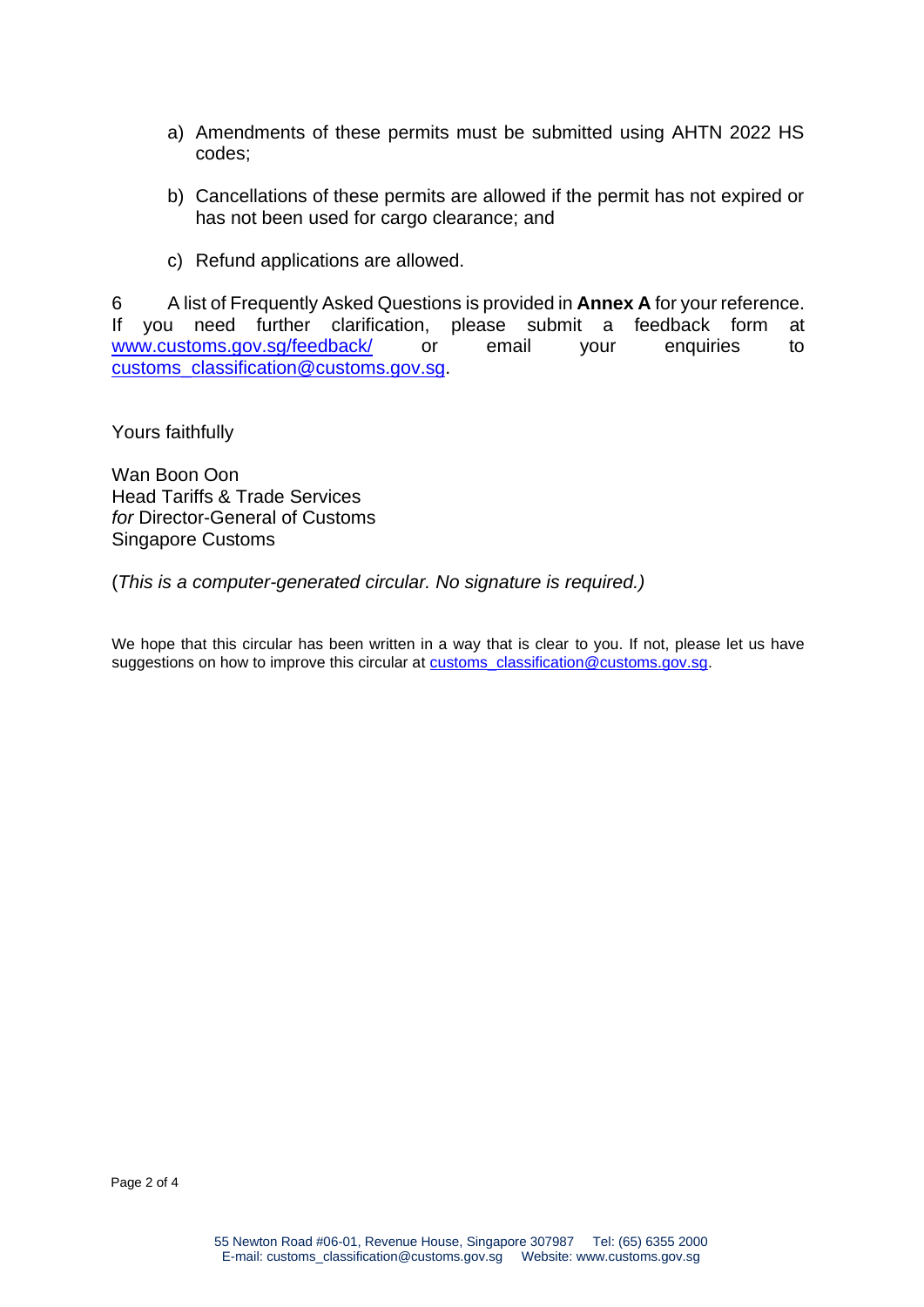a) Amendments of these permits must be submitted using AHTN 2022 HS codes;

b) Cancellations of these permits are allowed if the permit has not expired or has not been used for cargo clearance; and

c) Refund applications are allowed.

6 A list of Frequently Asked Questions is provided in **Annex A** for your reference. If you need further clarification, please submit a feedback form at www.customs.gov.sg/feedback/ or email your enquiries to customs_classification@customs.gov.sg.

Yours faithfully

Wan Boon Oon
Head Tariffs & Trade Services
*for* Director-General of Customs
Singapore Customs

(*This is a computer-generated circular. No signature is required.)*

We hope that this circular has been written in a way that is clear to you. If not, please let us have suggestions on how to improve this circular at customs_classification@customs.gov.sg.

55 Newton Road #06-01, Revenue House, Singapore 307987 Tel: (65) 6355 2000
E-mail: customs_classification@customs.gov.sg Website: www.customs.gov.sg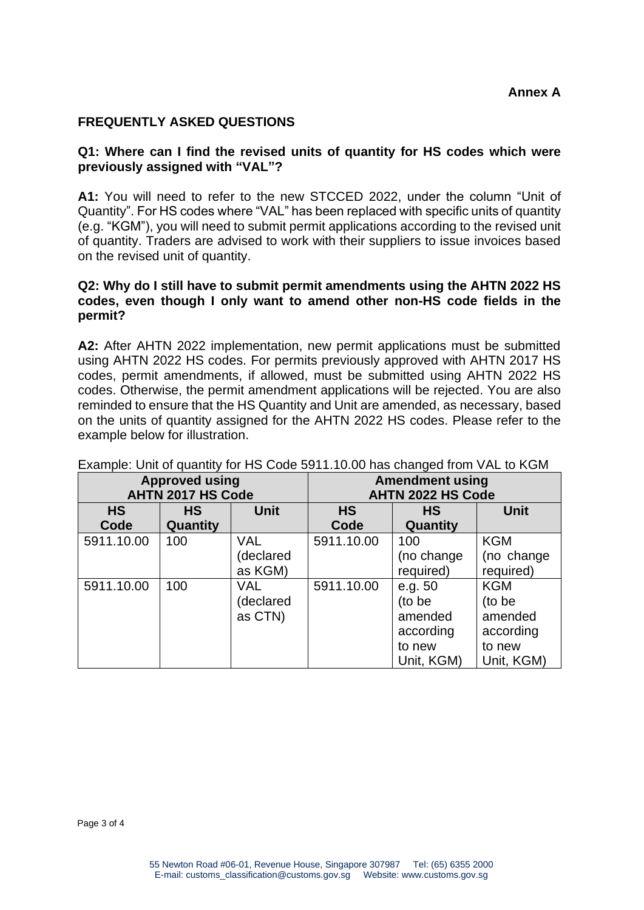**Annex A**

## FREQUENTLY ASKED QUESTIONS

### Q1: Where can I find the revised units of quantity for HS codes which were previously assigned with "VAL"?

**A1:** You will need to refer to the new STCCED 2022, under the column "Unit of Quantity". For HS codes where "VAL" has been replaced with specific units of quantity (e.g. "KGM"), you will need to submit permit applications according to the revised unit of quantity. Traders are advised to work with their suppliers to issue invoices based on the revised unit of quantity.

### Q2: Why do I still have to submit permit amendments using the AHTN 2022 HS codes, even though I only want to amend other non-HS code fields in the permit?

**A2:** After AHTN 2022 implementation, new permit applications must be submitted using AHTN 2022 HS codes. For permits previously approved with AHTN 2017 HS codes, permit amendments, if allowed, must be submitted using AHTN 2022 HS codes. Otherwise, the permit amendment applications will be rejected. You are also reminded to ensure that the HS Quantity and Unit are amended, as necessary, based on the units of quantity assigned for the AHTN 2022 HS codes. Please refer to the example below for illustration.

Example: Unit of quantity for HS Code 5911.10.00 has changed from VAL to KGM

| **Approved using AHTN 2017 HS Code** | | | **Amendment using AHTN 2022 HS Code** | | |
|---|---|---|---|---|---|
| **HS Code** | **HS Quantity** | **Unit** | **HS Code** | **HS Quantity** | **Unit** |
| 5911.10.00 | 100 | VAL (declared as KGM) | 5911.10.00 | 100 (no change required) | KGM (no change required) |
| 5911.10.00 | 100 | VAL (declared as CTN) | 5911.10.00 | e.g. 50 (to be amended according to new Unit, KGM) | KGM (to be amended according to new Unit, KGM) |

55 Newton Road #06-01, Revenue House, Singapore 307987 Tel: (65) 6355 2000
E-mail: customs_classification@customs.gov.sg Website: www.customs.gov.sg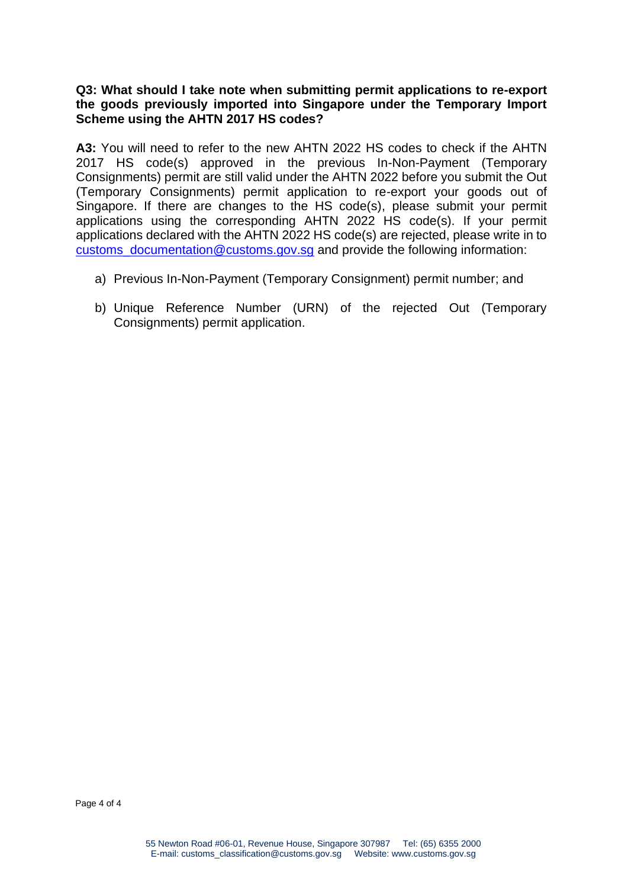**Q3: What should I take note when submitting permit applications to re-export the goods previously imported into Singapore under the Temporary Import Scheme using the AHTN 2017 HS codes?**

**A3:** You will need to refer to the new AHTN 2022 HS codes to check if the AHTN 2017 HS code(s) approved in the previous In-Non-Payment (Temporary Consignments) permit are still valid under the AHTN 2022 before you submit the Out (Temporary Consignments) permit application to re-export your goods out of Singapore. If there are changes to the HS code(s), please submit your permit applications using the corresponding AHTN 2022 HS code(s). If your permit applications declared with the AHTN 2022 HS code(s) are rejected, please write in to customs_documentation@customs.gov.sg and provide the following information:

a) Previous In-Non-Payment (Temporary Consignment) permit number; and

b) Unique Reference Number (URN) of the rejected Out (Temporary Consignments) permit application.